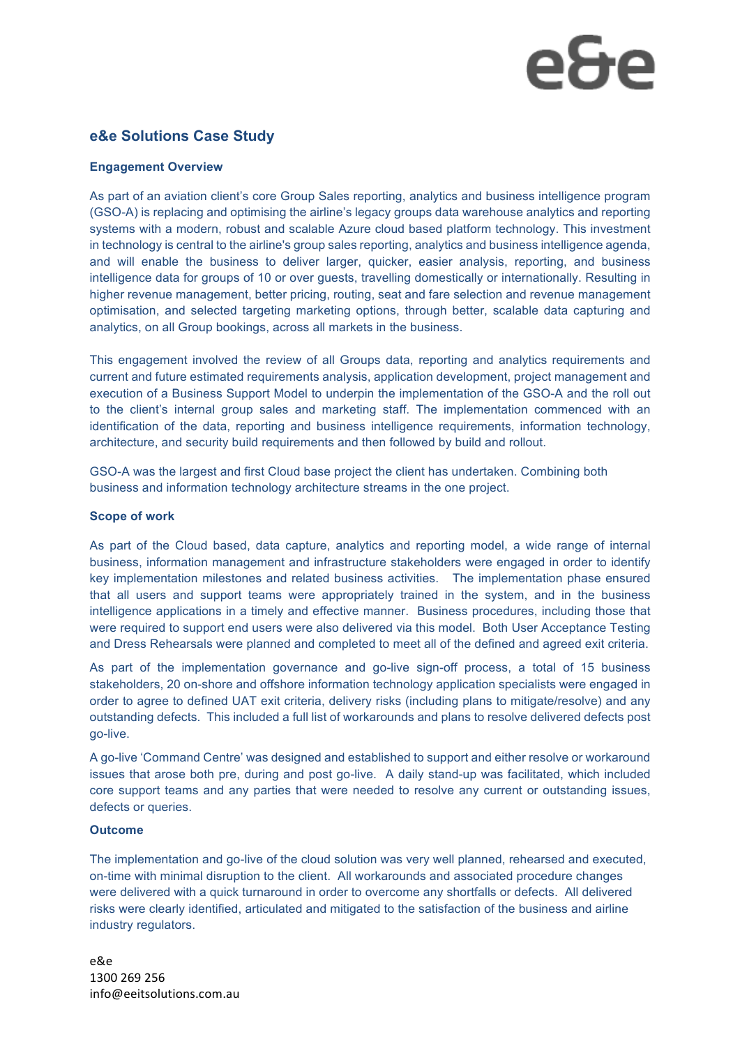e&e

## e&e Solutions Case Study

### Engagement Overview

As part of an aviation client's core Group Sales reporting, analytics and business intelligence program (GSO-A) is replacing and optimising the airline's legacy groups data warehouse analytics and reporting systems with a modern, robust and scalable Azure cloud based platform technology. This investment in technology is central to the airline's group sales reporting, analytics and business intelligence agenda, and will enable the business to deliver larger, quicker, easier analysis, reporting, and business intelligence data for groups of 10 or over guests, travelling domestically or internationally. Resulting in higher revenue management, better pricing, routing, seat and fare selection and revenue management optimisation, and selected targeting marketing options, through better, scalable data capturing and analytics, on all Group bookings, across all markets in the business.

This engagement involved the review of all Groups data, reporting and analytics requirements and current and future estimated requirements analysis, application development, project management and execution of a Business Support Model to underpin the implementation of the GSO-A and the roll out to the client's internal group sales and marketing staff. The implementation commenced with an identification of the data, reporting and business intelligence requirements, information technology, architecture, and security build requirements and then followed by build and rollout.

GSO-A was the largest and first Cloud base project the client has undertaken. Combining both business and information technology architecture streams in the one project.

### Scope of work

As part of the Cloud based, data capture, analytics and reporting model, a wide range of internal business, information management and infrastructure stakeholders were engaged in order to identify key implementation milestones and related business activities. The implementation phase ensured that all users and support teams were appropriately trained in the system, and in the business intelligence applications in a timely and effective manner. Business procedures, including those that were required to support end users were also delivered via this model. Both User Acceptance Testing and Dress Rehearsals were planned and completed to meet all of the defined and agreed exit criteria.

As part of the implementation governance and go-live sign-off process, a total of 15 business stakeholders, 20 on-shore and offshore information technology application specialists were engaged in order to agree to defined UAT exit criteria, delivery risks (including plans to mitigate/resolve) and any outstanding defects. This included a full list of workarounds and plans to resolve delivered defects post go-live.

A go-live 'Command Centre' was designed and established to support and either resolve or workaround issues that arose both pre, during and post go-live. A daily stand-up was facilitated, which included core support teams and any parties that were needed to resolve any current or outstanding issues, defects or queries.

### Outcome

The implementation and go-live of the cloud solution was very well planned, rehearsed and executed, on-time with minimal disruption to the client. All workarounds and associated procedure changes were delivered with a quick turnaround in order to overcome any shortfalls or defects. All delivered risks were clearly identified, articulated and mitigated to the satisfaction of the business and airline industry regulators.

e&e
1300 269 256
info@eeitsolutions.com.au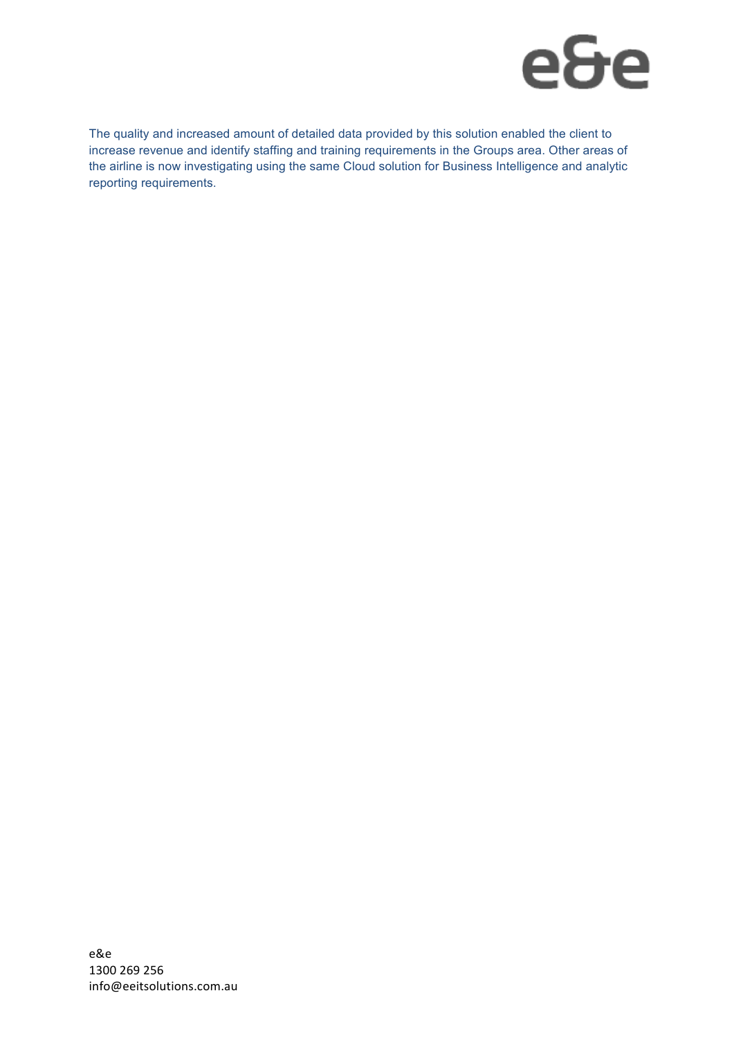The quality and increased amount of detailed data provided by this solution enabled the client to increase revenue and identify staffing and training requirements in the Groups area. Other areas of the airline is now investigating using the same Cloud solution for Business Intelligence and analytic reporting requirements.

e&e
1300 269 256
info@eeitsolutions.com.au